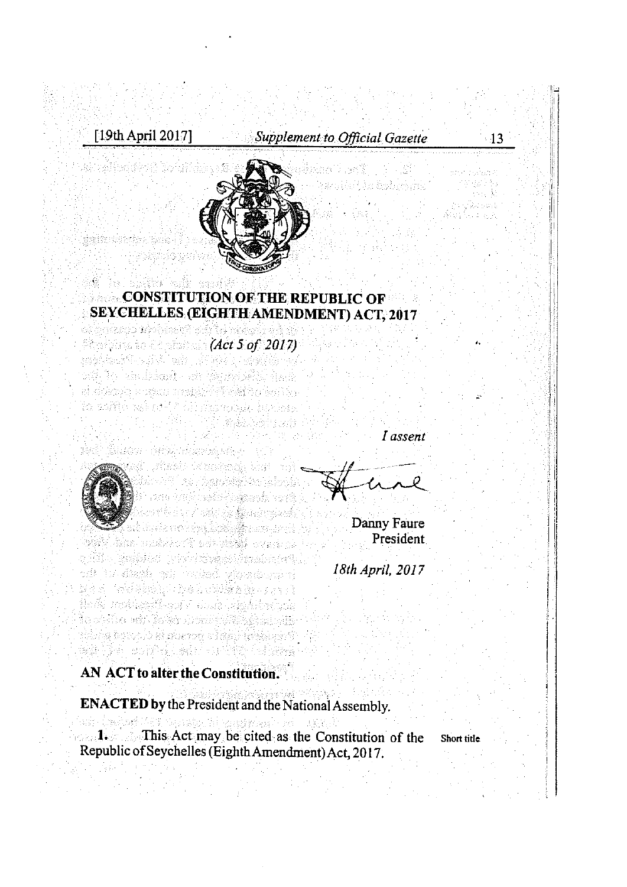# CONSTITUTION OF THE REPUBLIC OF SEYCHELLES (EIGHTH AMENDMENT) ACT, 2017

*(Act 5 of 2017)*

*I assent*

Danny Faure
President

*18th April, 2017*

**AN ACT to alter the Constitution.**

**ENACTED by** the President and the National Assembly.

**1.** This Act may be cited as the Constitution of the Republic of Seychelles (Eighth Amendment) Act, 2017. — Short title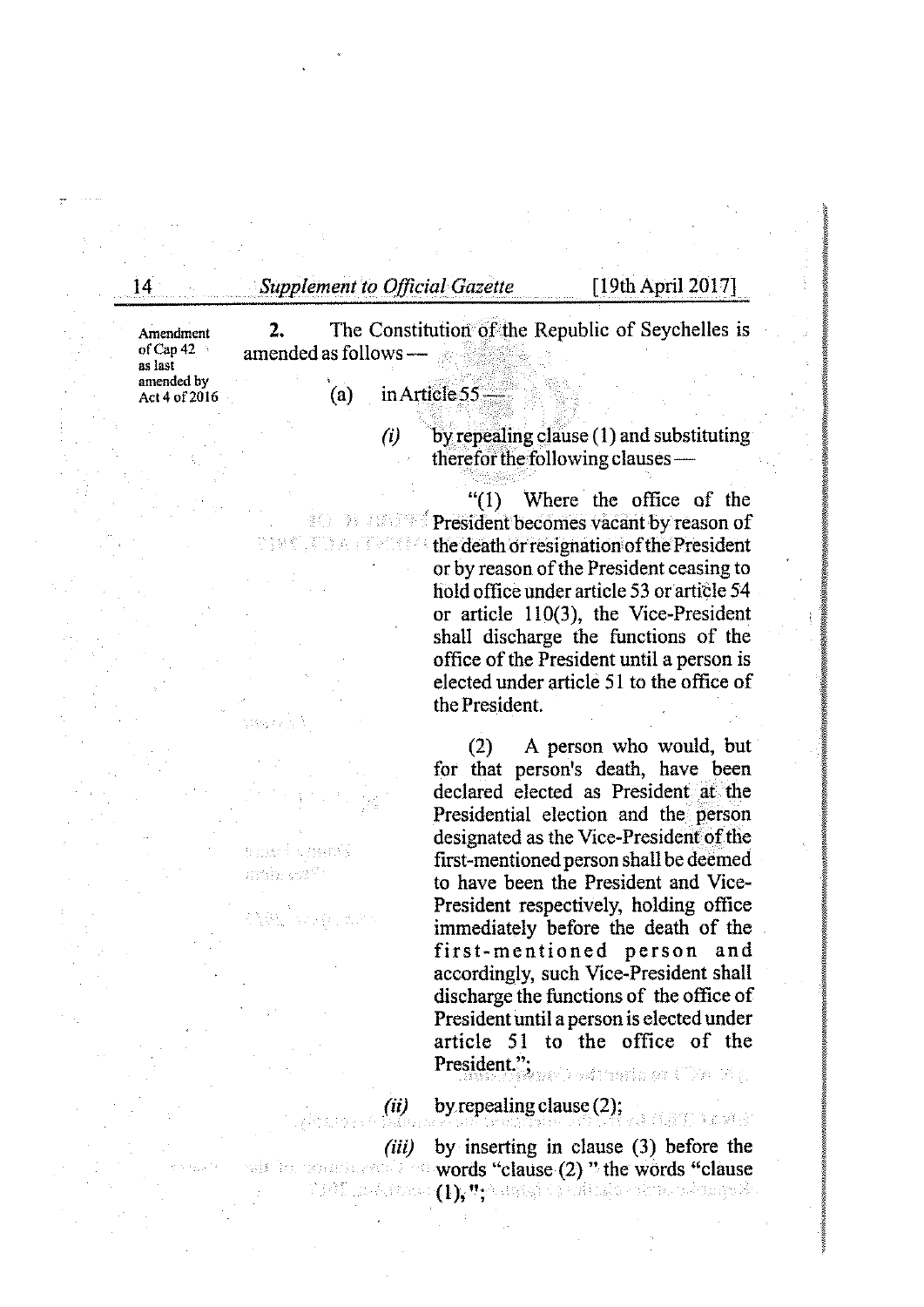Amendment of Cap 42 as last amended by Act 4 of 2016

**2.** The Constitution of the Republic of Seychelles is amended as follows —

(a) in Article 55 —

*(i)* by repealing clause (1) and substituting therefor the following clauses —

"(1) Where the office of the President becomes vacant by reason of the death or resignation of the President or by reason of the President ceasing to hold office under article 53 or article 54 or article 110(3), the Vice-President shall discharge the functions of the office of the President until a person is elected under article 51 to the office of the President.

(2) A person who would, but for that person's death, have been declared elected as President at the Presidential election and the person designated as the Vice-President of the first-mentioned person shall be deemed to have been the President and Vice-President respectively, holding office immediately before the death of the first-mentioned person and accordingly, such Vice-President shall discharge the functions of the office of President until a person is elected under article 51 to the office of the President.";

*(ii)* by repealing clause (2);

*(iii)* by inserting in clause (3) before the words "clause (2) " the words "clause (1), ";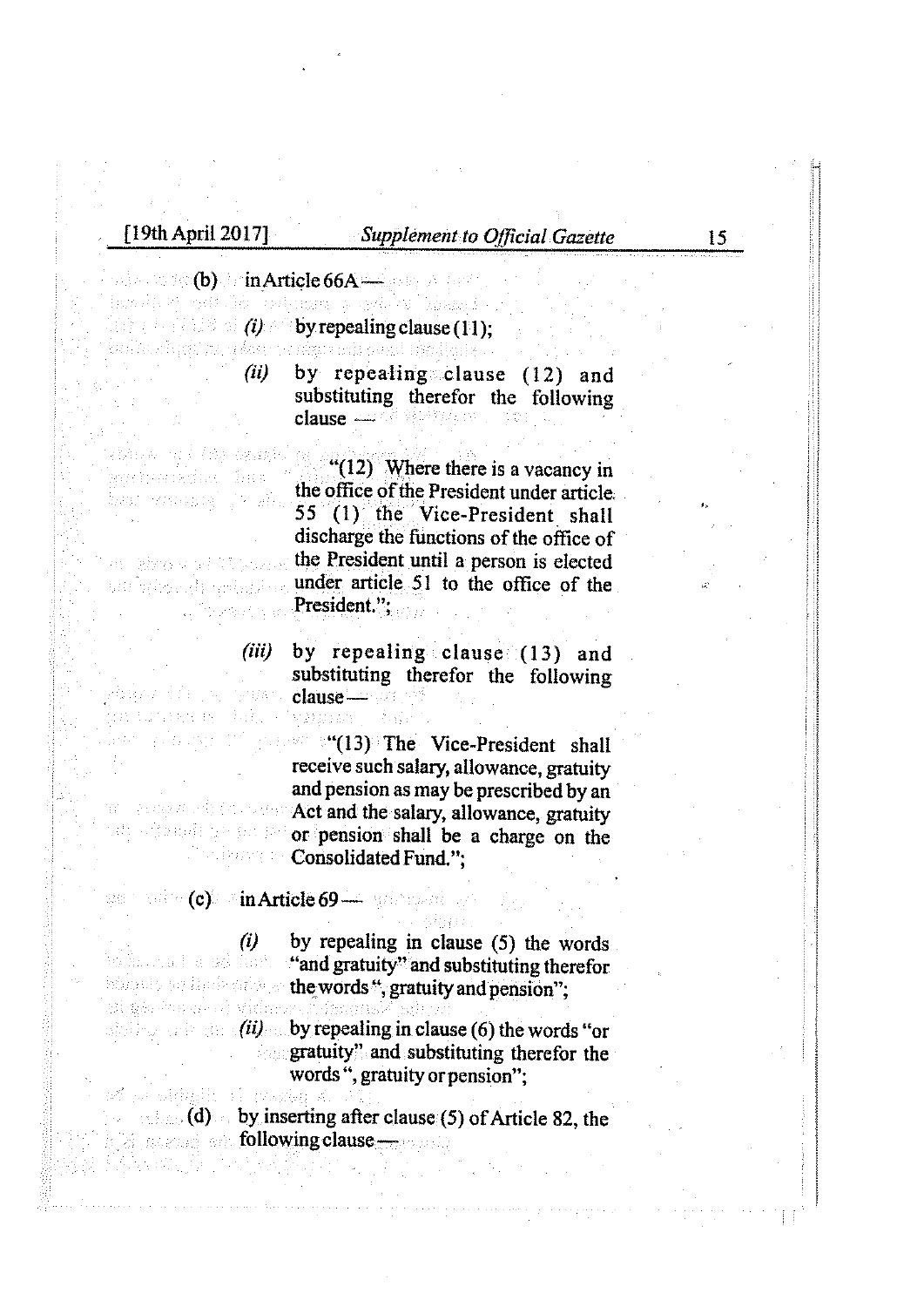(b) in Article 66A —

*(i)* by repealing clause (11);

*(ii)* by repealing clause (12) and substituting therefor the following clause —

"(12) Where there is a vacancy in the office of the President under article 55 (1) the Vice-President shall discharge the functions of the office of the President until a person is elected under article 51 to the office of the President.";

*(iii)* by repealing clause (13) and substituting therefor the following clause —

"(13) The Vice-President shall receive such salary, allowance, gratuity and pension as may be prescribed by an Act and the salary, allowance, gratuity or pension shall be a charge on the Consolidated Fund.";

(c) in Article 69 —

*(i)* by repealing in clause (5) the words "and gratuity" and substituting therefor the words ", gratuity and pension";

*(ii)* by repealing in clause (6) the words "or gratuity" and substituting therefor the words ", gratuity or pension";

(d) by inserting after clause (5) of Article 82, the following clause —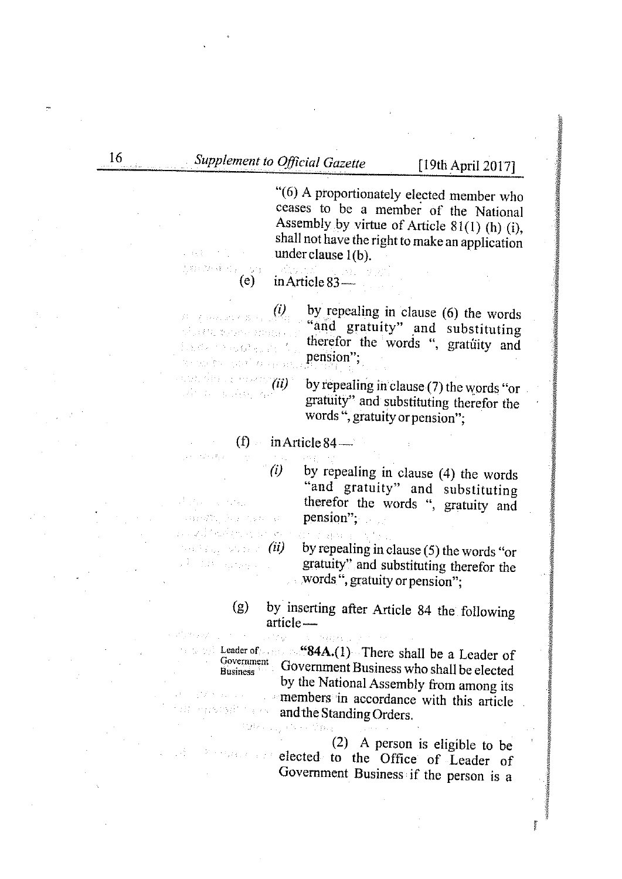"(6) A proportionately elected member who ceases to be a member of the National Assembly by virtue of Article 81(1) (h) (i), shall not have the right to make an application under clause 1(b).

(e) in Article 83—

*(i)* by repealing in clause (6) the words "and gratuity" and substituting therefor the words ", gratuity and pension";

*(ii)* by repealing in clause (7) the words "or gratuity" and substituting therefor the words ", gratuity or pension";

(f) in Article 84—

*(i)* by repealing in clause (4) the words "and gratuity" and substituting therefor the words ", gratuity and pension";

*(ii)* by repealing in clause (5) the words "or gratuity" and substituting therefor the words ", gratuity or pension";

(g) by inserting after Article 84 the following article—

Leader of Government Business

"**84A.**(1) There shall be a Leader of Government Business who shall be elected by the National Assembly from among its members in accordance with this article and the Standing Orders.

(2) A person is eligible to be elected to the Office of Leader of Government Business if the person is a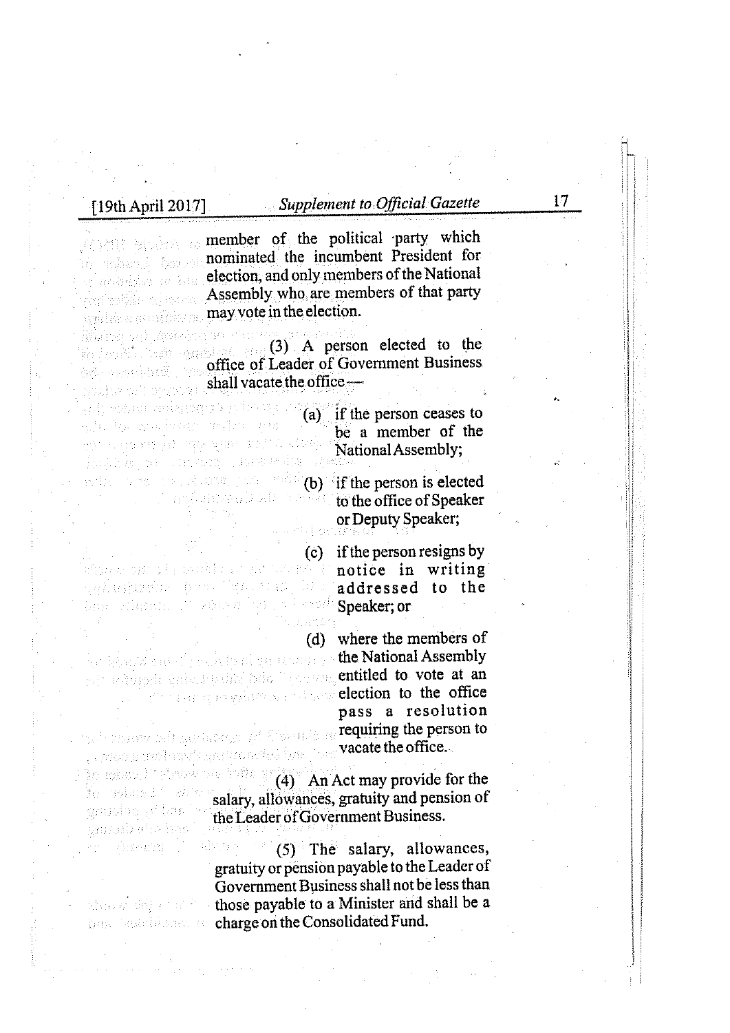member of the political party which nominated the incumbent President for election, and only members of the National Assembly who are members of that party may vote in the election.

(3) A person elected to the office of Leader of Government Business shall vacate the office—

(a) if the person ceases to be a member of the National Assembly;

(b) if the person is elected to the office of Speaker or Deputy Speaker;

(c) if the person resigns by notice in writing addressed to the Speaker; or

(d) where the members of the National Assembly entitled to vote at an election to the office pass a resolution requiring the person to vacate the office.

(4) An Act may provide for the salary, allowances, gratuity and pension of the Leader of Government Business.

(5) The salary, allowances, gratuity or pension payable to the Leader of Government Business shall not be less than those payable to a Minister and shall be a charge on the Consolidated Fund.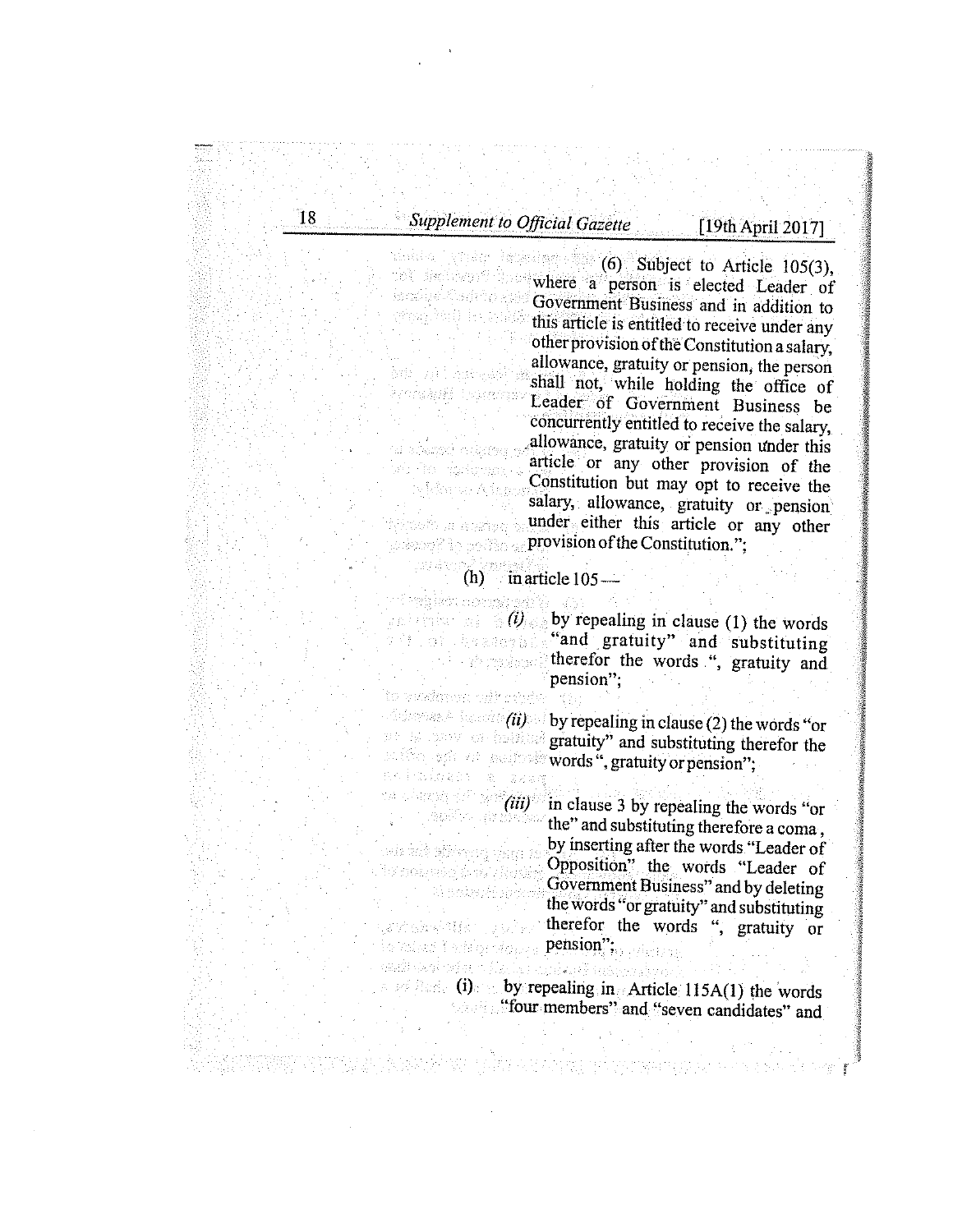(6) Subject to Article 105(3), where a person is elected Leader of Government Business and in addition to this article is entitled to receive under any other provision of the Constitution a salary, allowance, gratuity or pension, the person shall not, while holding the office of Leader of Government Business be concurrently entitled to receive the salary, allowance, gratuity or pension under this article or any other provision of the Constitution but may opt to receive the salary, allowance, gratuity or pension under either this article or any other provision of the Constitution.";

(h) in article 105—

*(i)* by repealing in clause (1) the words "and gratuity" and substituting therefor the words ", gratuity and pension";

*(ii)* by repealing in clause (2) the words "or gratuity" and substituting therefor the words ", gratuity or pension";

*(iii)* in clause 3 by repealing the words "or the" and substituting therefore a coma , by inserting after the words "Leader of Opposition" the words "Leader of Government Business" and by deleting the words "or gratuity" and substituting therefor the words ", gratuity or pension";

(i) by repealing in Article 115A(1) the words "four members" and "seven candidates" and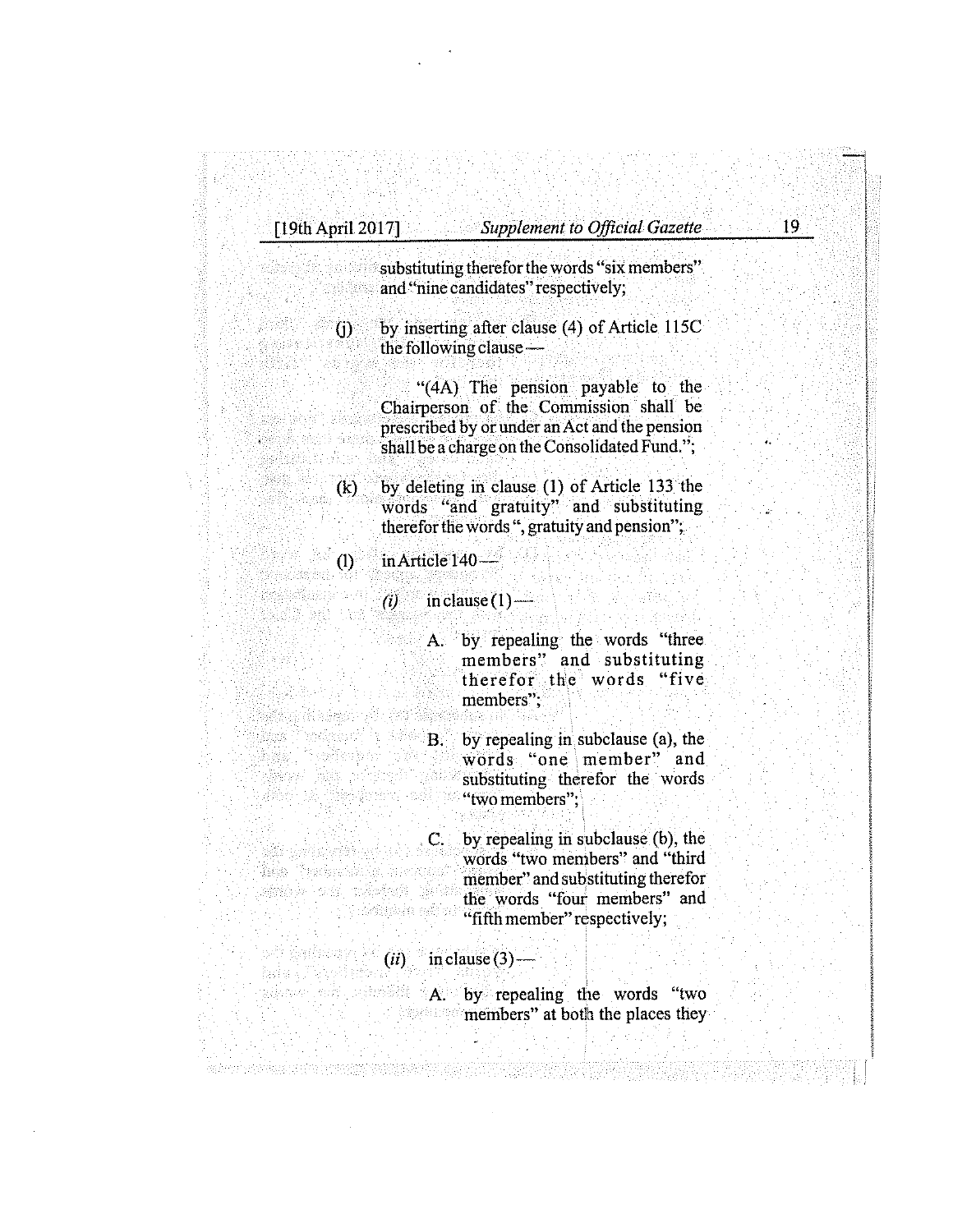substituting therefor the words "six members" and "nine candidates" respectively;

(j) by inserting after clause (4) of Article 115C the following clause —

"(4A) The pension payable to the Chairperson of the Commission shall be prescribed by or under an Act and the pension shall be a charge on the Consolidated Fund.";

(k) by deleting in clause (1) of Article 133 the words "and gratuity" and substituting therefor the words ", gratuity and pension";

(l) in Article 140 —

*(i)* in clause (1) —

A. by repealing the words "three members" and substituting therefor the words "five members";

B. by repealing in subclause (a), the words "one member" and substituting therefor the words "two members";

C. by repealing in subclause (b), the words "two members" and "third member" and substituting therefor the words "four members" and "fifth member" respectively;

*(ii)* in clause (3) —

A. by repealing the words "two members" at both the places they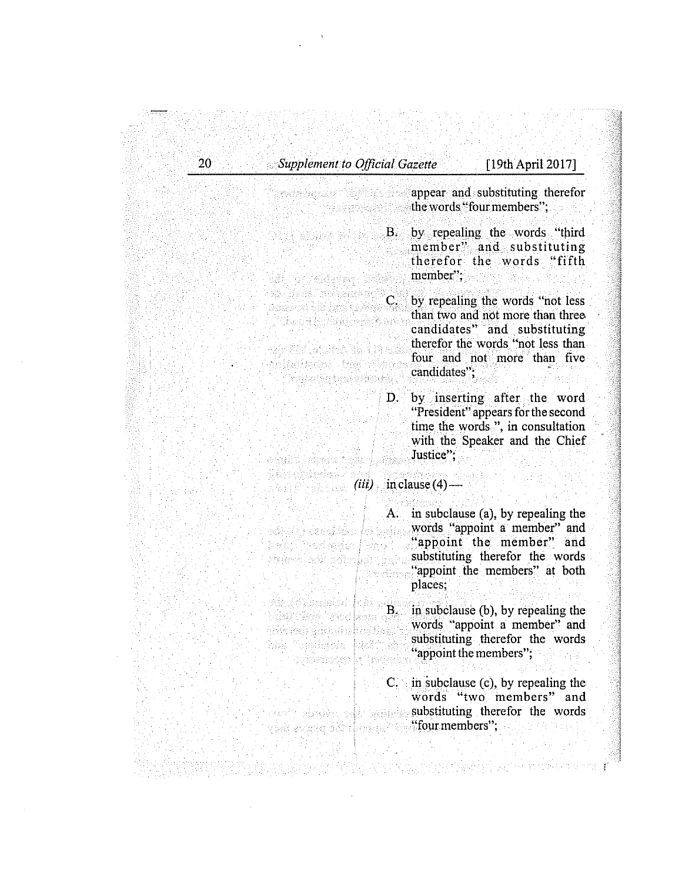appear and substituting therefor the words "four members";

B. by repealing the words "third member" and substituting therefor the words "fifth member";

C. by repealing the words "not less than two and not more than three candidates" and substituting therefor the words "not less than four and not more than five candidates";

D. by inserting after the word "President" appears for the second time the words ", in consultation with the Speaker and the Chief Justice";

*(iii)* in clause (4) —

A. in subclause (a), by repealing the words "appoint a member" and "appoint the member" and substituting therefor the words "appoint the members" at both places;

B. in subclause (b), by repealing the words "appoint a member" and substituting therefor the words "appoint the members";

C. in subclause (c), by repealing the words "two members" and substituting therefor the words "four members";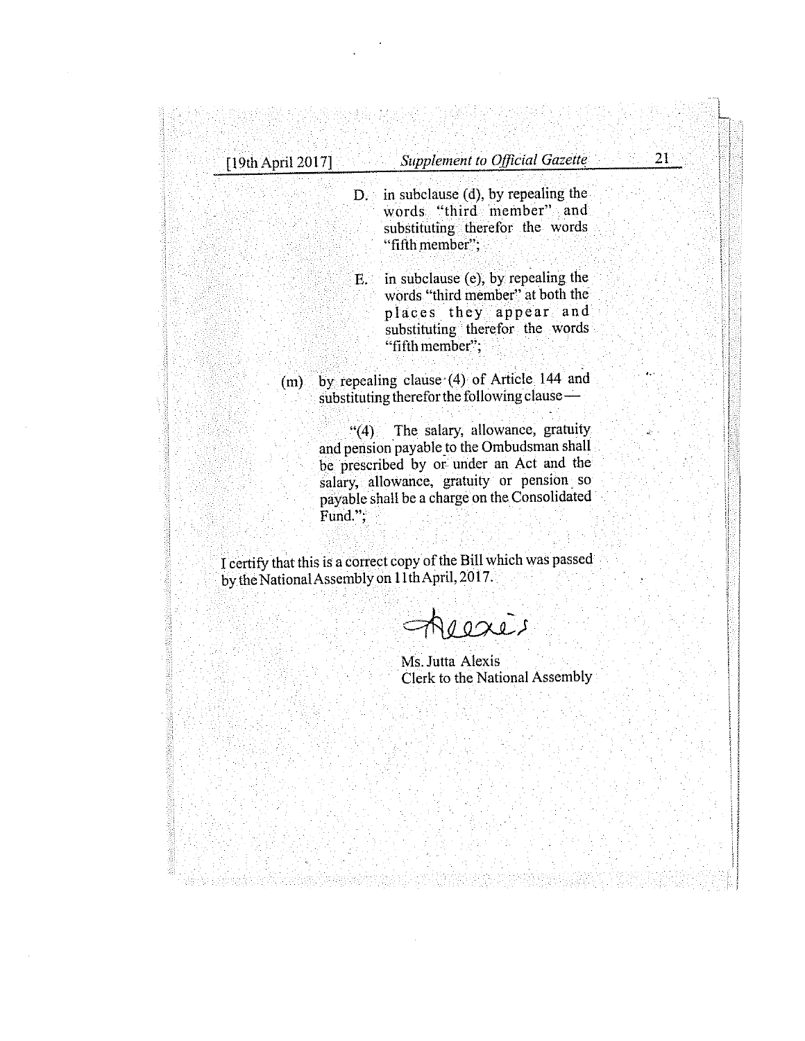D. in subclause (d), by repealing the words "third member" and substituting therefor the words "fifth member";

E. in subclause (e), by repealing the words "third member" at both the places they appear and substituting therefor the words "fifth member";

(m) by repealing clause (4) of Article 144 and substituting therefor the following clause—

"(4) The salary, allowance, gratuity and pension payable to the Ombudsman shall be prescribed by or under an Act and the salary, allowance, gratuity or pension so payable shall be a charge on the Consolidated Fund.";

I certify that this is a correct copy of the Bill which was passed by the National Assembly on 11th April, 2017.

Alexis

Ms. Jutta Alexis
Clerk to the National Assembly